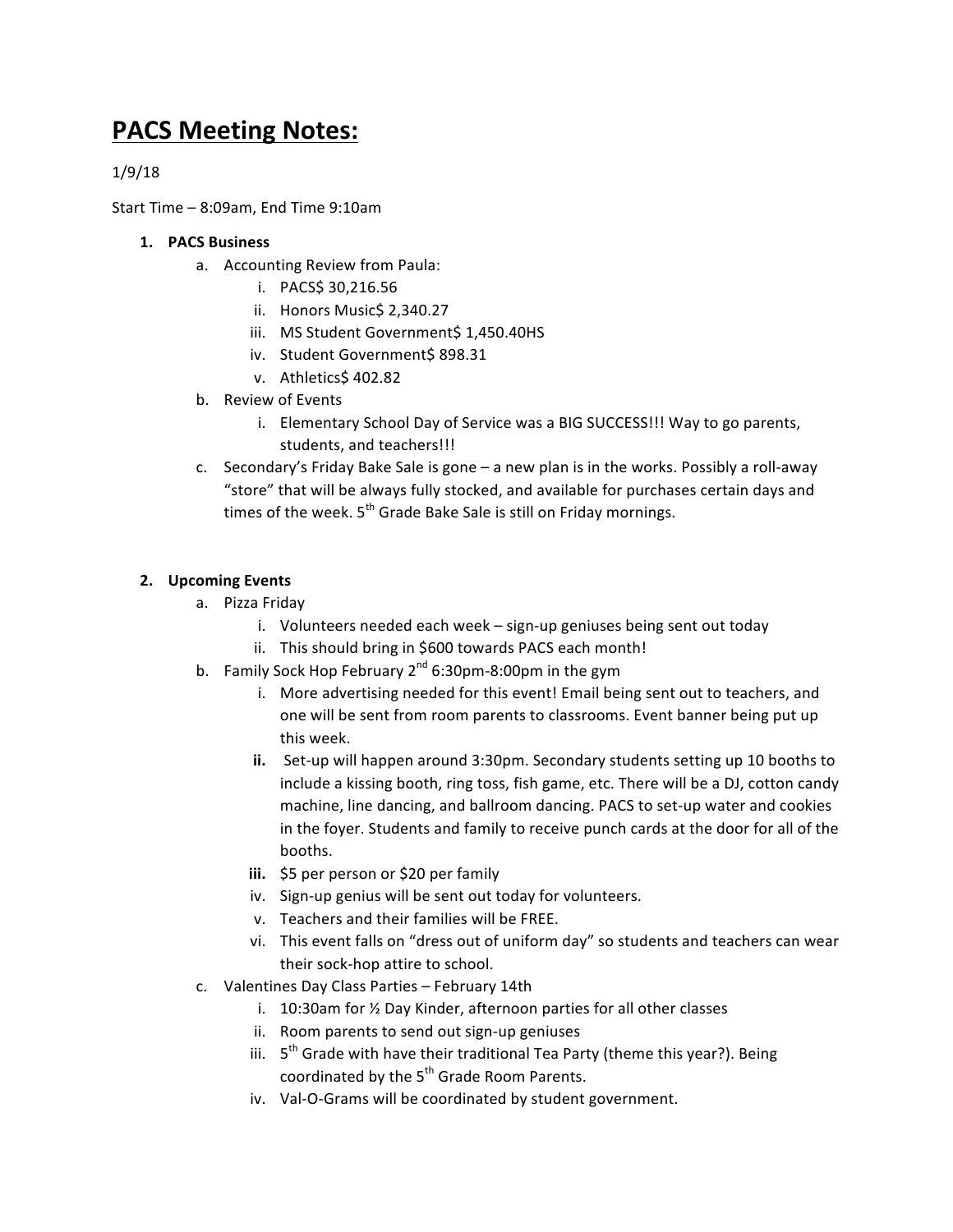# PACS Meeting Notes:

1/9/18

Start Time – 8:09am, End Time 9:10am

1. **PACS Business**
   a. Accounting Review from Paula:
      i. PACS$ 30,216.56
      ii. Honors Music$ 2,340.27
      iii. MS Student Government$ 1,450.40HS
      iv. Student Government$ 898.31
      v. Athletics$ 402.82
   b. Review of Events
      i. Elementary School Day of Service was a BIG SUCCESS!!! Way to go parents, students, and teachers!!!
   c. Secondary's Friday Bake Sale is gone – a new plan is in the works. Possibly a roll-away "store" that will be always fully stocked, and available for purchases certain days and times of the week. 5th Grade Bake Sale is still on Friday mornings.

2. **Upcoming Events**
   a. Pizza Friday
      i. Volunteers needed each week – sign-up geniuses being sent out today
      ii. This should bring in $600 towards PACS each month!
   b. Family Sock Hop February 2nd 6:30pm-8:00pm in the gym
      i. More advertising needed for this event! Email being sent out to teachers, and one will be sent from room parents to classrooms. Event banner being put up this week.
      **ii.** Set-up will happen around 3:30pm. Secondary students setting up 10 booths to include a kissing booth, ring toss, fish game, etc. There will be a DJ, cotton candy machine, line dancing, and ballroom dancing. PACS to set-up water and cookies in the foyer. Students and family to receive punch cards at the door for all of the booths.
      **iii.** $5 per person or $20 per family
      iv. Sign-up genius will be sent out today for volunteers.
      v. Teachers and their families will be FREE.
      vi. This event falls on "dress out of uniform day" so students and teachers can wear their sock-hop attire to school.
   c. Valentines Day Class Parties – February 14th
      i. 10:30am for ½ Day Kinder, afternoon parties for all other classes
      ii. Room parents to send out sign-up geniuses
      iii. 5th Grade with have their traditional Tea Party (theme this year?). Being coordinated by the 5th Grade Room Parents.
      iv. Val-O-Grams will be coordinated by student government.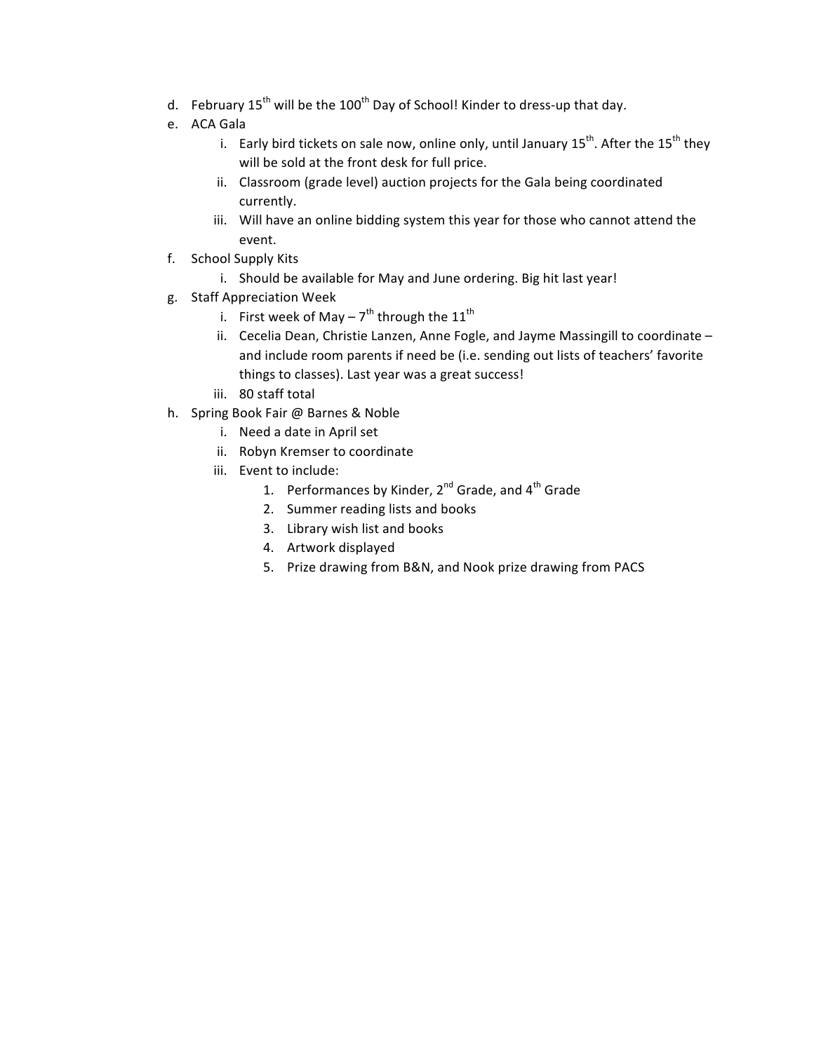d. February 15th will be the 100th Day of School! Kinder to dress-up that day.

e. ACA Gala
   i. Early bird tickets on sale now, online only, until January 15th. After the 15th they will be sold at the front desk for full price.
   ii. Classroom (grade level) auction projects for the Gala being coordinated currently.
   iii. Will have an online bidding system this year for those who cannot attend the event.

f. School Supply Kits
   i. Should be available for May and June ordering. Big hit last year!

g. Staff Appreciation Week
   i. First week of May – 7th through the 11th
   ii. Cecelia Dean, Christie Lanzen, Anne Fogle, and Jayme Massingill to coordinate – and include room parents if need be (i.e. sending out lists of teachers' favorite things to classes). Last year was a great success!
   iii. 80 staff total

h. Spring Book Fair @ Barnes & Noble
   i. Need a date in April set
   ii. Robyn Kremser to coordinate
   iii. Event to include:
      1. Performances by Kinder, 2nd Grade, and 4th Grade
      2. Summer reading lists and books
      3. Library wish list and books
      4. Artwork displayed
      5. Prize drawing from B&N, and Nook prize drawing from PACS